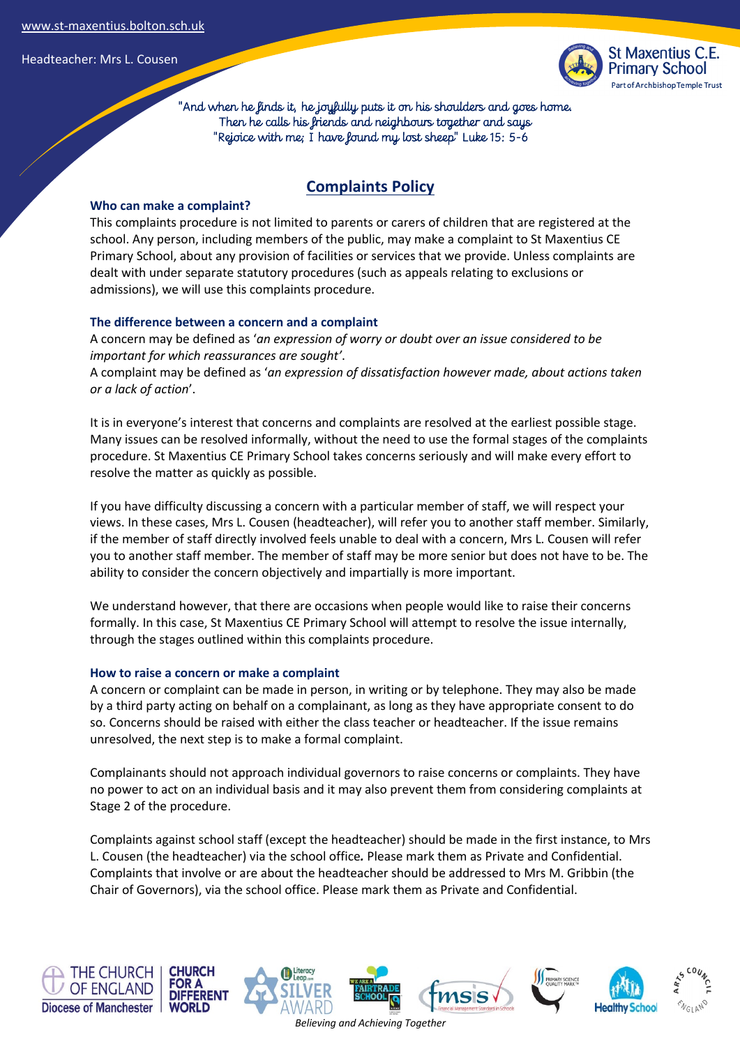www.st-maxentius.bolton.sch.uk

Headteacher: Mrs L. Cousen

St Maxentius C.E. Primary School
Part of Archbishop Temple Trust

"And when he finds it, he joyfully puts it on his shoulders and goes home. Then he calls his friends and neighbours together and says "Rejoice with me; I have found my lost sheep" Luke 15: 5-6

# Complaints Policy

### Who can make a complaint?

This complaints procedure is not limited to parents or carers of children that are registered at the school. Any person, including members of the public, may make a complaint to St Maxentius CE Primary School, about any provision of facilities or services that we provide. Unless complaints are dealt with under separate statutory procedures (such as appeals relating to exclusions or admissions), we will use this complaints procedure.

### The difference between a concern and a complaint

A concern may be defined as '*an expression of worry or doubt over an issue considered to be important for which reassurances are sought*'.

A complaint may be defined as '*an expression of dissatisfaction however made, about actions taken or a lack of action*'.

It is in everyone's interest that concerns and complaints are resolved at the earliest possible stage. Many issues can be resolved informally, without the need to use the formal stages of the complaints procedure. St Maxentius CE Primary School takes concerns seriously and will make every effort to resolve the matter as quickly as possible.

If you have difficulty discussing a concern with a particular member of staff, we will respect your views. In these cases, Mrs L. Cousen (headteacher), will refer you to another staff member. Similarly, if the member of staff directly involved feels unable to deal with a concern, Mrs L. Cousen will refer you to another staff member. The member of staff may be more senior but does not have to be. The ability to consider the concern objectively and impartially is more important.

We understand however, that there are occasions when people would like to raise their concerns formally. In this case, St Maxentius CE Primary School will attempt to resolve the issue internally, through the stages outlined within this complaints procedure.

### How to raise a concern or make a complaint

A concern or complaint can be made in person, in writing or by telephone. They may also be made by a third party acting on behalf on a complainant, as long as they have appropriate consent to do so. Concerns should be raised with either the class teacher or headteacher. If the issue remains unresolved, the next step is to make a formal complaint.

Complainants should not approach individual governors to raise concerns or complaints. They have no power to act on an individual basis and it may also prevent them from considering complaints at Stage 2 of the procedure.

Complaints against school staff (except the headteacher) should be made in the first instance, to Mrs L. Cousen (the headteacher) via the school office**.** Please mark them as Private and Confidential. Complaints that involve or are about the headteacher should be addressed to Mrs M. Gribbin (the Chair of Governors), via the school office. Please mark them as Private and Confidential.

*Believing and Achieving Together*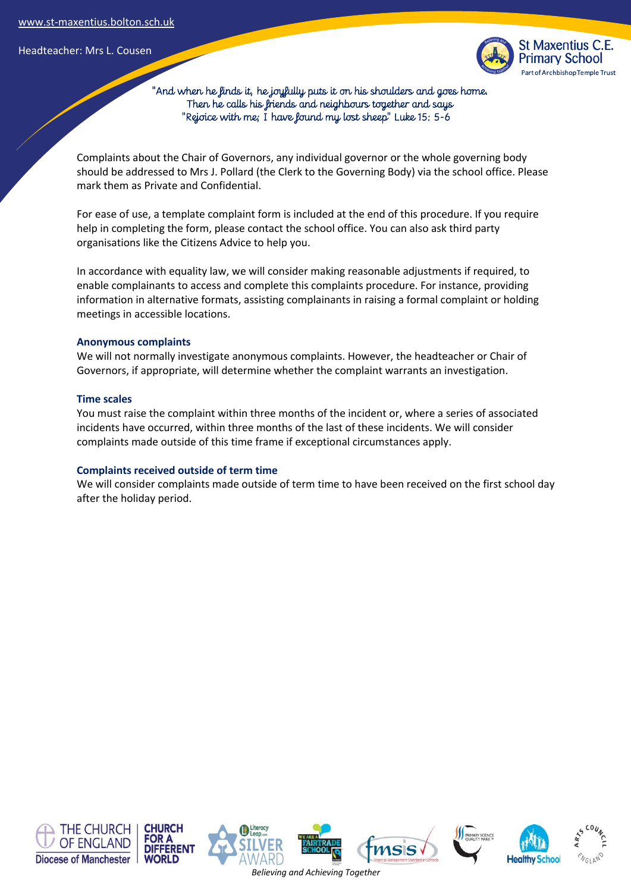Complaints about the Chair of Governors, any individual governor or the whole governing body should be addressed to Mrs J. Pollard (the Clerk to the Governing Body) via the school office. Please mark them as Private and Confidential.

For ease of use, a template complaint form is included at the end of this procedure. If you require help in completing the form, please contact the school office. You can also ask third party organisations like the Citizens Advice to help you.

In accordance with equality law, we will consider making reasonable adjustments if required, to enable complainants to access and complete this complaints procedure. For instance, providing information in alternative formats, assisting complainants in raising a formal complaint or holding meetings in accessible locations.

### Anonymous complaints

We will not normally investigate anonymous complaints. However, the headteacher or Chair of Governors, if appropriate, will determine whether the complaint warrants an investigation.

### Time scales

You must raise the complaint within three months of the incident or, where a series of associated incidents have occurred, within three months of the last of these incidents. We will consider complaints made outside of this time frame if exceptional circumstances apply.

### Complaints received outside of term time

We will consider complaints made outside of term time to have been received on the first school day after the holiday period.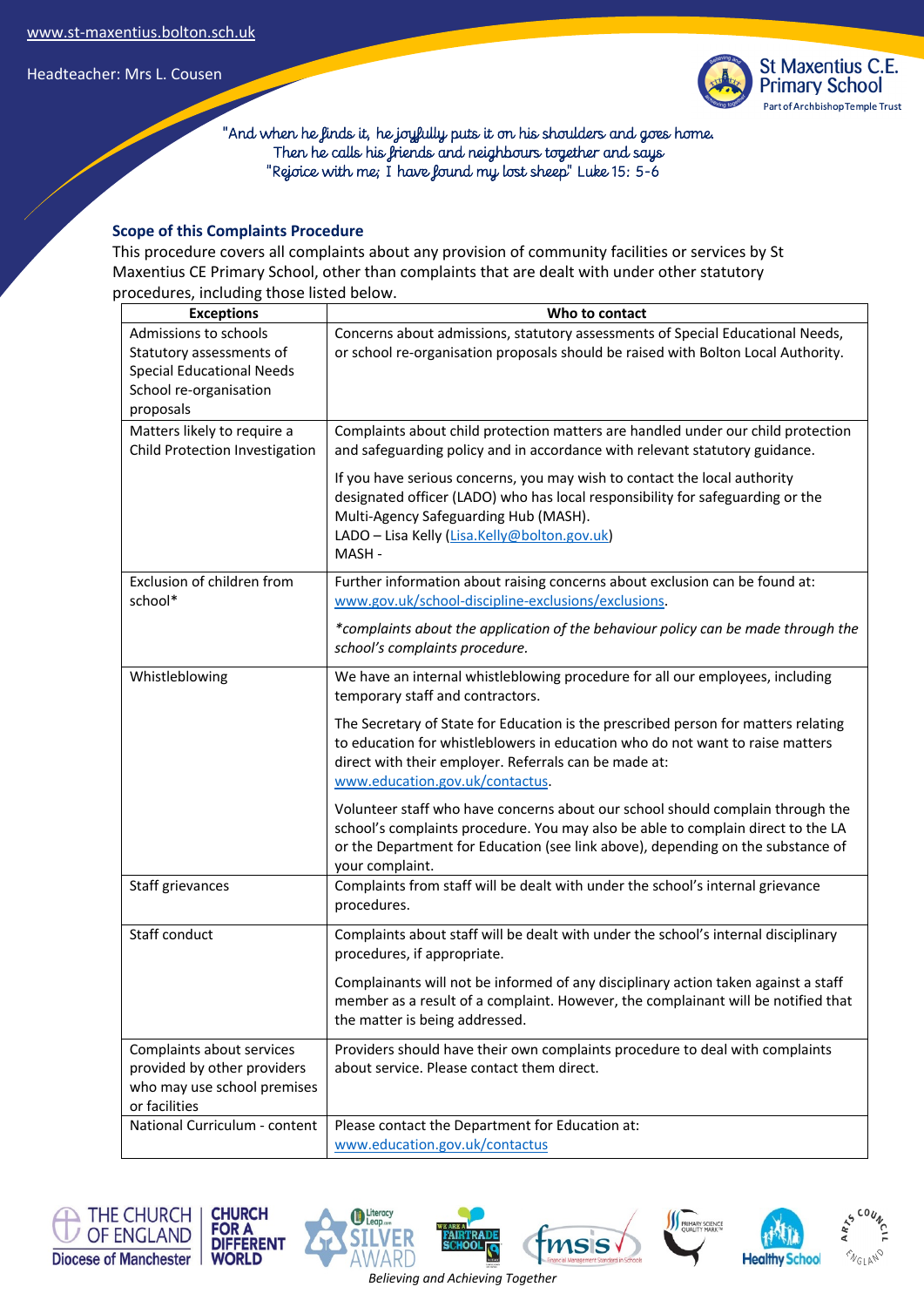"And when he finds it, he joyfully puts it on his shoulders and goes home. Then he calls his friends and neighbours together and says "Rejoice with me; I have found my lost sheep" Luke 15: 5-6

### Scope of this Complaints Procedure

This procedure covers all complaints about any provision of community facilities or services by St Maxentius CE Primary School, other than complaints that are dealt with under other statutory procedures, including those listed below.

| Exceptions | Who to contact |
|---|---|
| Admissions to schools<br>Statutory assessments of Special Educational Needs<br>School re-organisation proposals | Concerns about admissions, statutory assessments of Special Educational Needs, or school re-organisation proposals should be raised with Bolton Local Authority. |
| Matters likely to require a Child Protection Investigation | Complaints about child protection matters are handled under our child protection and safeguarding policy and in accordance with relevant statutory guidance.<br><br>If you have serious concerns, you may wish to contact the local authority designated officer (LADO) who has local responsibility for safeguarding or the Multi-Agency Safeguarding Hub (MASH).<br>LADO – Lisa Kelly (Lisa.Kelly@bolton.gov.uk)<br>MASH - |
| Exclusion of children from school* | Further information about raising concerns about exclusion can be found at: www.gov.uk/school-discipline-exclusions/exclusions.<br><br>*\*complaints about the application of the behaviour policy can be made through the school's complaints procedure.* |
| Whistleblowing | We have an internal whistleblowing procedure for all our employees, including temporary staff and contractors.<br><br>The Secretary of State for Education is the prescribed person for matters relating to education for whistleblowers in education who do not want to raise matters direct with their employer. Referrals can be made at: www.education.gov.uk/contactus.<br><br>Volunteer staff who have concerns about our school should complain through the school's complaints procedure. You may also be able to complain direct to the LA or the Department for Education (see link above), depending on the substance of your complaint. |
| Staff grievances | Complaints from staff will be dealt with under the school's internal grievance procedures. |
| Staff conduct | Complaints about staff will be dealt with under the school's internal disciplinary procedures, if appropriate.<br><br>Complainants will not be informed of any disciplinary action taken against a staff member as a result of a complaint. However, the complainant will be notified that the matter is being addressed. |
| Complaints about services provided by other providers who may use school premises or facilities | Providers should have their own complaints procedure to deal with complaints about service. Please contact them direct. |
| National Curriculum - content | Please contact the Department for Education at: www.education.gov.uk/contactus |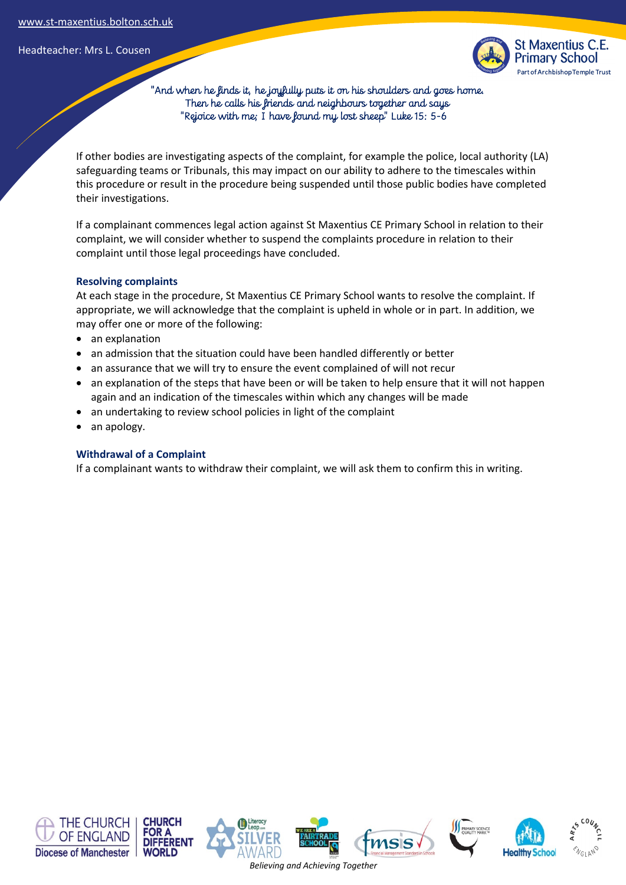If other bodies are investigating aspects of the complaint, for example the police, local authority (LA) safeguarding teams or Tribunals, this may impact on our ability to adhere to the timescales within this procedure or result in the procedure being suspended until those public bodies have completed their investigations.

If a complainant commences legal action against St Maxentius CE Primary School in relation to their complaint, we will consider whether to suspend the complaints procedure in relation to their complaint until those legal proceedings have concluded.

### Resolving complaints

At each stage in the procedure, St Maxentius CE Primary School wants to resolve the complaint. If appropriate, we will acknowledge that the complaint is upheld in whole or in part. In addition, we may offer one or more of the following:

- an explanation
- an admission that the situation could have been handled differently or better
- an assurance that we will try to ensure the event complained of will not recur
- an explanation of the steps that have been or will be taken to help ensure that it will not happen again and an indication of the timescales within which any changes will be made
- an undertaking to review school policies in light of the complaint
- an apology.

### Withdrawal of a Complaint

If a complainant wants to withdraw their complaint, we will ask them to confirm this in writing.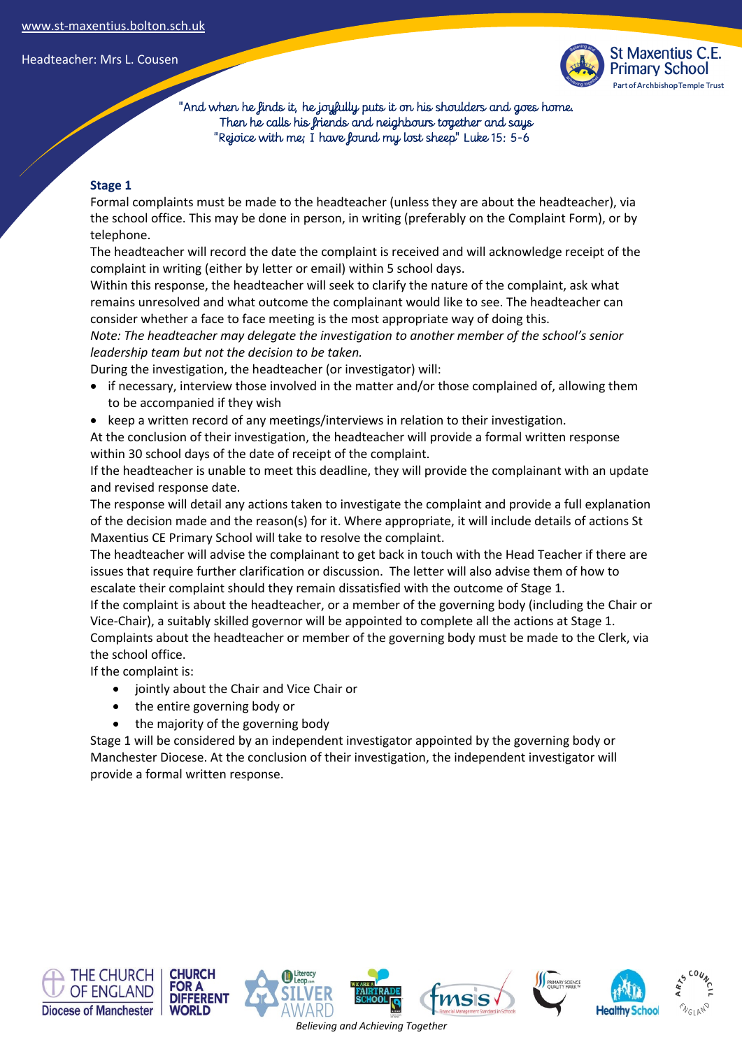**Stage 1**

Formal complaints must be made to the headteacher (unless they are about the headteacher), via the school office. This may be done in person, in writing (preferably on the Complaint Form), or by telephone.

The headteacher will record the date the complaint is received and will acknowledge receipt of the complaint in writing (either by letter or email) within 5 school days.

Within this response, the headteacher will seek to clarify the nature of the complaint, ask what remains unresolved and what outcome the complainant would like to see. The headteacher can consider whether a face to face meeting is the most appropriate way of doing this.

*Note: The headteacher may delegate the investigation to another member of the school's senior leadership team but not the decision to be taken.*

During the investigation, the headteacher (or investigator) will:

- if necessary, interview those involved in the matter and/or those complained of, allowing them to be accompanied if they wish
- keep a written record of any meetings/interviews in relation to their investigation.

At the conclusion of their investigation, the headteacher will provide a formal written response within 30 school days of the date of receipt of the complaint.

If the headteacher is unable to meet this deadline, they will provide the complainant with an update and revised response date.

The response will detail any actions taken to investigate the complaint and provide a full explanation of the decision made and the reason(s) for it. Where appropriate, it will include details of actions St Maxentius CE Primary School will take to resolve the complaint.

The headteacher will advise the complainant to get back in touch with the Head Teacher if there are issues that require further clarification or discussion. The letter will also advise them of how to escalate their complaint should they remain dissatisfied with the outcome of Stage 1.

If the complaint is about the headteacher, or a member of the governing body (including the Chair or Vice-Chair), a suitably skilled governor will be appointed to complete all the actions at Stage 1.

Complaints about the headteacher or member of the governing body must be made to the Clerk, via the school office.

If the complaint is:

- jointly about the Chair and Vice Chair or
- the entire governing body or
- the majority of the governing body

Stage 1 will be considered by an independent investigator appointed by the governing body or Manchester Diocese. At the conclusion of their investigation, the independent investigator will provide a formal written response.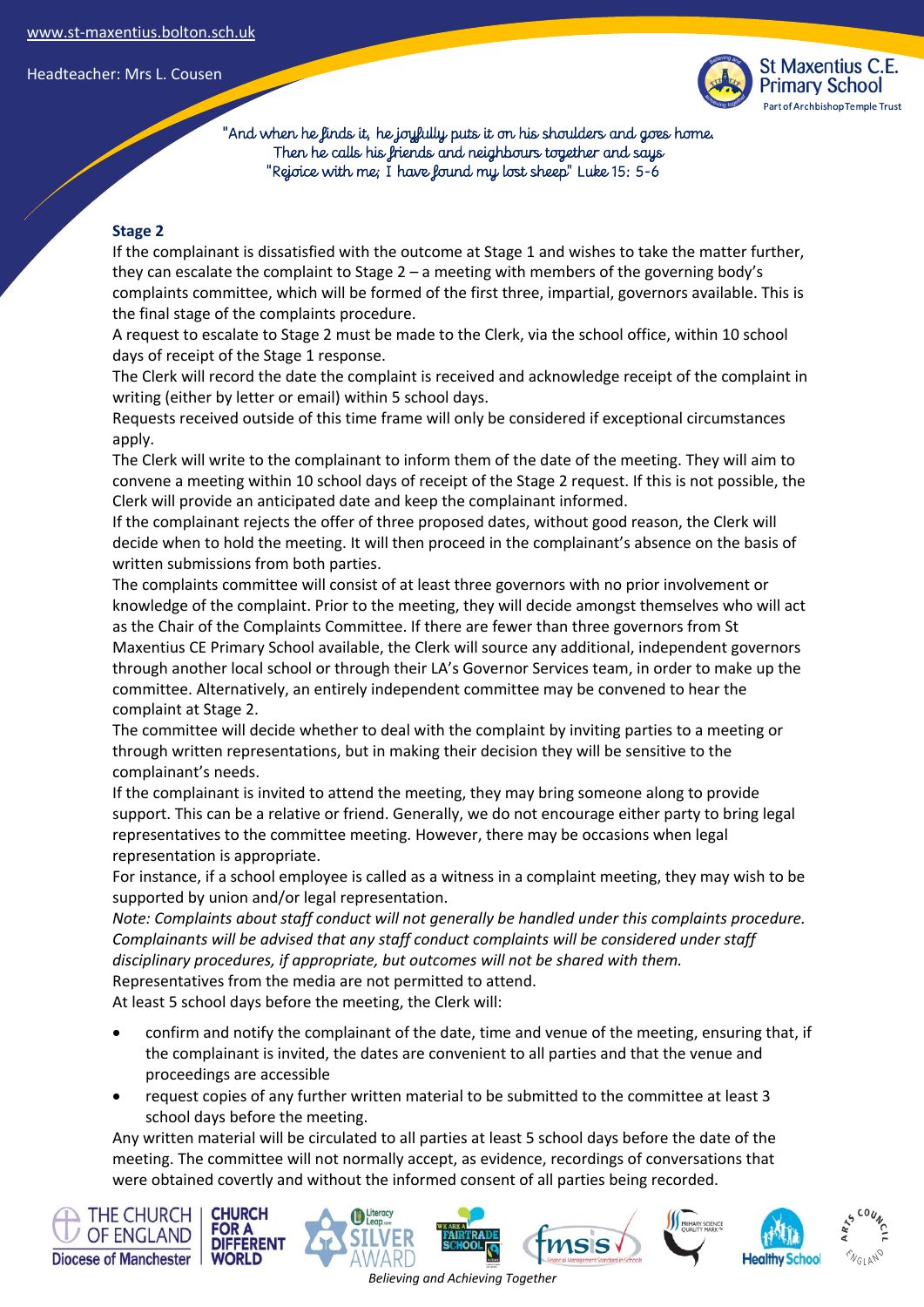## Stage 2

If the complainant is dissatisfied with the outcome at Stage 1 and wishes to take the matter further, they can escalate the complaint to Stage 2 – a meeting with members of the governing body's complaints committee, which will be formed of the first three, impartial, governors available. This is the final stage of the complaints procedure.

A request to escalate to Stage 2 must be made to the Clerk, via the school office, within 10 school days of receipt of the Stage 1 response.

The Clerk will record the date the complaint is received and acknowledge receipt of the complaint in writing (either by letter or email) within 5 school days.

Requests received outside of this time frame will only be considered if exceptional circumstances apply.

The Clerk will write to the complainant to inform them of the date of the meeting. They will aim to convene a meeting within 10 school days of receipt of the Stage 2 request. If this is not possible, the Clerk will provide an anticipated date and keep the complainant informed.

If the complainant rejects the offer of three proposed dates, without good reason, the Clerk will decide when to hold the meeting. It will then proceed in the complainant's absence on the basis of written submissions from both parties.

The complaints committee will consist of at least three governors with no prior involvement or knowledge of the complaint. Prior to the meeting, they will decide amongst themselves who will act as the Chair of the Complaints Committee. If there are fewer than three governors from St Maxentius CE Primary School available, the Clerk will source any additional, independent governors through another local school or through their LA's Governor Services team, in order to make up the committee. Alternatively, an entirely independent committee may be convened to hear the complaint at Stage 2.

The committee will decide whether to deal with the complaint by inviting parties to a meeting or through written representations, but in making their decision they will be sensitive to the complainant's needs.

If the complainant is invited to attend the meeting, they may bring someone along to provide support. This can be a relative or friend. Generally, we do not encourage either party to bring legal representatives to the committee meeting. However, there may be occasions when legal representation is appropriate.

For instance, if a school employee is called as a witness in a complaint meeting, they may wish to be supported by union and/or legal representation.

*Note: Complaints about staff conduct will not generally be handled under this complaints procedure. Complainants will be advised that any staff conduct complaints will be considered under staff disciplinary procedures, if appropriate, but outcomes will not be shared with them.*

Representatives from the media are not permitted to attend.

At least 5 school days before the meeting, the Clerk will:

- confirm and notify the complainant of the date, time and venue of the meeting, ensuring that, if the complainant is invited, the dates are convenient to all parties and that the venue and proceedings are accessible
- request copies of any further written material to be submitted to the committee at least 3 school days before the meeting.

Any written material will be circulated to all parties at least 5 school days before the date of the meeting. The committee will not normally accept, as evidence, recordings of conversations that were obtained covertly and without the informed consent of all parties being recorded.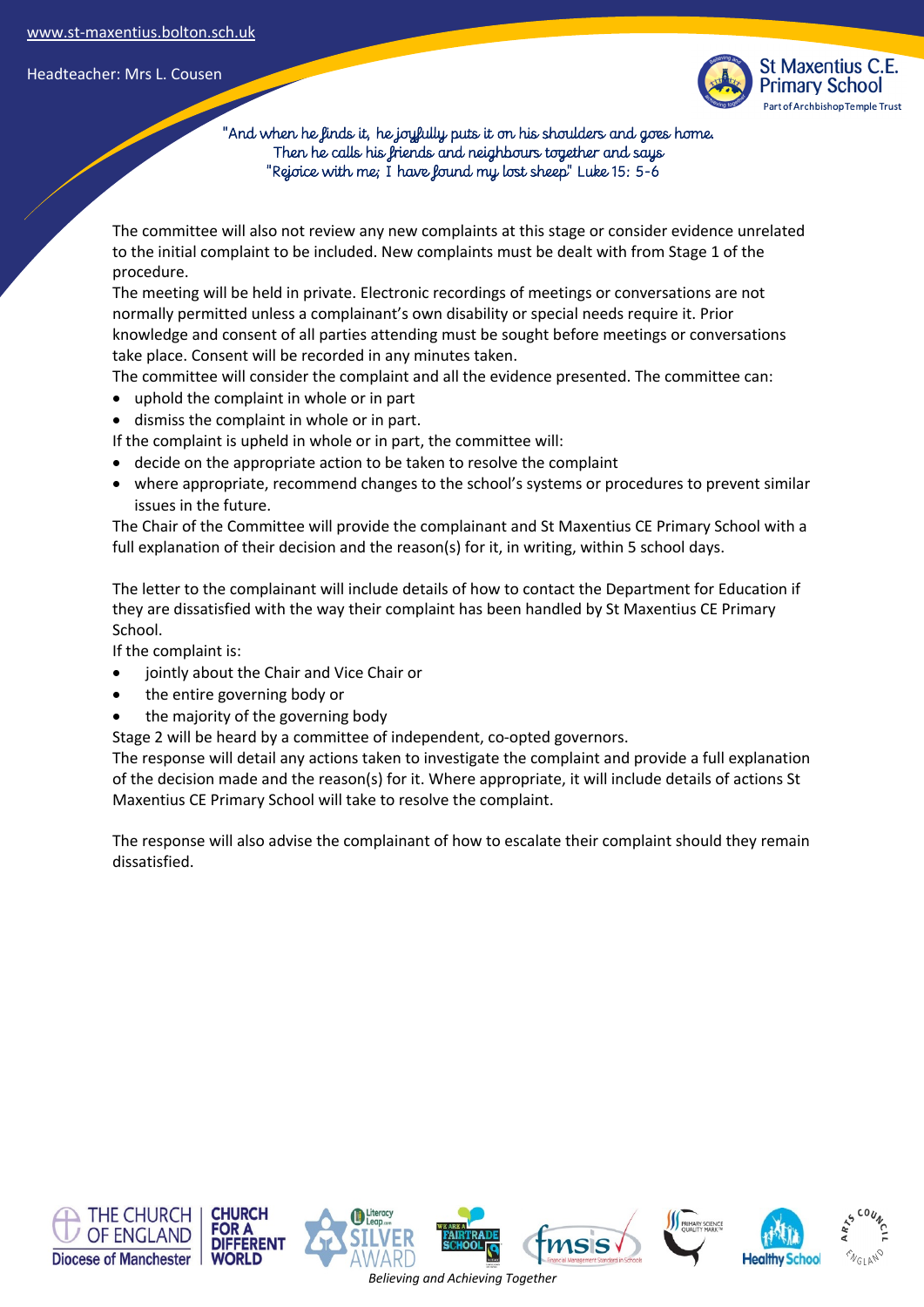The committee will also not review any new complaints at this stage or consider evidence unrelated to the initial complaint to be included. New complaints must be dealt with from Stage 1 of the procedure.

The meeting will be held in private. Electronic recordings of meetings or conversations are not normally permitted unless a complainant's own disability or special needs require it. Prior knowledge and consent of all parties attending must be sought before meetings or conversations take place. Consent will be recorded in any minutes taken.

The committee will consider the complaint and all the evidence presented. The committee can:

- uphold the complaint in whole or in part
- dismiss the complaint in whole or in part.

If the complaint is upheld in whole or in part, the committee will:

- decide on the appropriate action to be taken to resolve the complaint
- where appropriate, recommend changes to the school's systems or procedures to prevent similar issues in the future.

The Chair of the Committee will provide the complainant and St Maxentius CE Primary School with a full explanation of their decision and the reason(s) for it, in writing, within 5 school days.

The letter to the complainant will include details of how to contact the Department for Education if they are dissatisfied with the way their complaint has been handled by St Maxentius CE Primary School.

If the complaint is:

- jointly about the Chair and Vice Chair or
- the entire governing body or
- the majority of the governing body

Stage 2 will be heard by a committee of independent, co-opted governors.

The response will detail any actions taken to investigate the complaint and provide a full explanation of the decision made and the reason(s) for it. Where appropriate, it will include details of actions St Maxentius CE Primary School will take to resolve the complaint.

The response will also advise the complainant of how to escalate their complaint should they remain dissatisfied.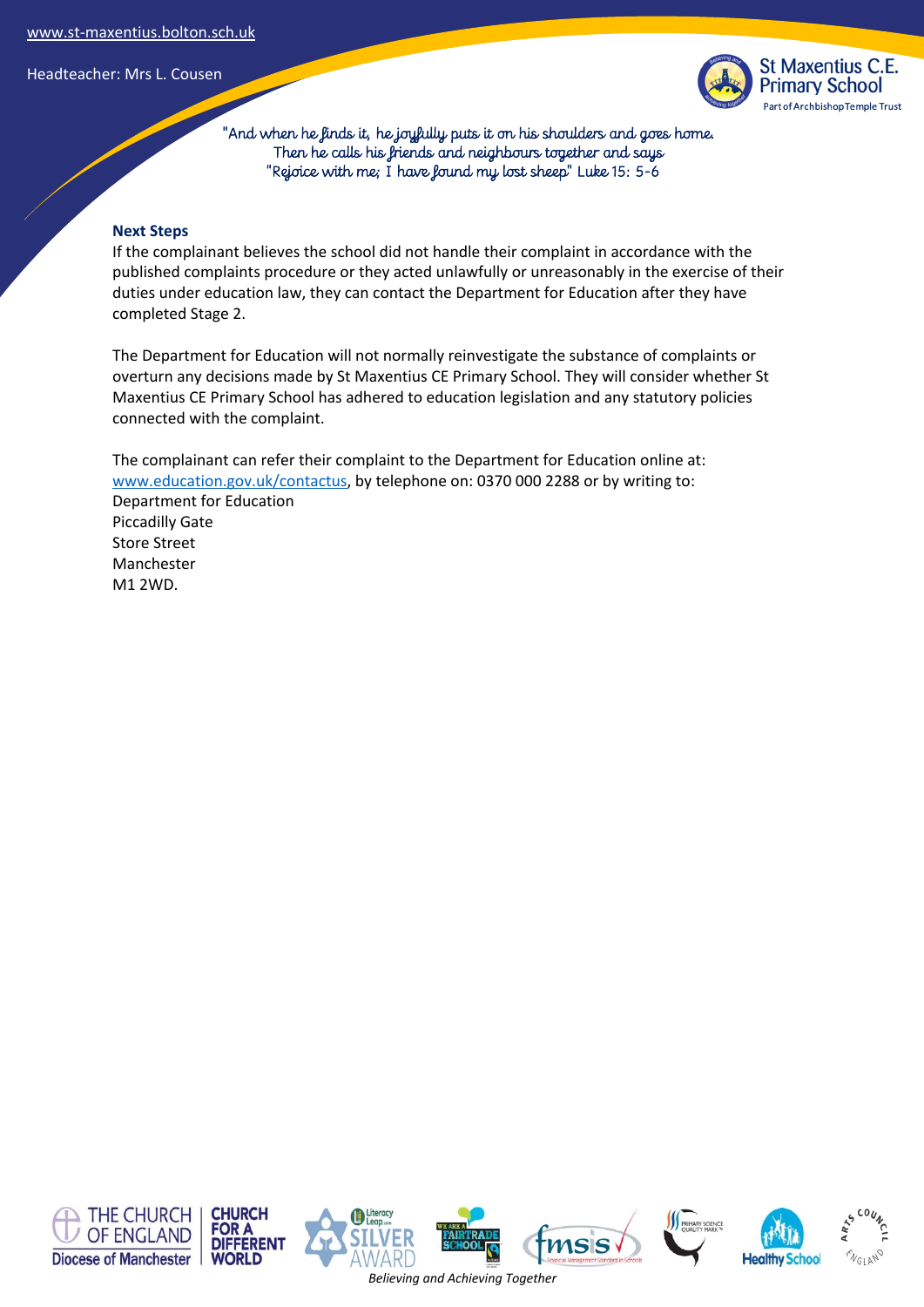## Next Steps

If the complainant believes the school did not handle their complaint in accordance with the published complaints procedure or they acted unlawfully or unreasonably in the exercise of their duties under education law, they can contact the Department for Education after they have completed Stage 2.

The Department for Education will not normally reinvestigate the substance of complaints or overturn any decisions made by St Maxentius CE Primary School. They will consider whether St Maxentius CE Primary School has adhered to education legislation and any statutory policies connected with the complaint.

The complainant can refer their complaint to the Department for Education online at: [www.education.gov.uk/contactus](http://www.education.gov.uk/contactus), by telephone on: 0370 000 2288 or by writing to:
Department for Education
Piccadilly Gate
Store Street
Manchester
M1 2WD.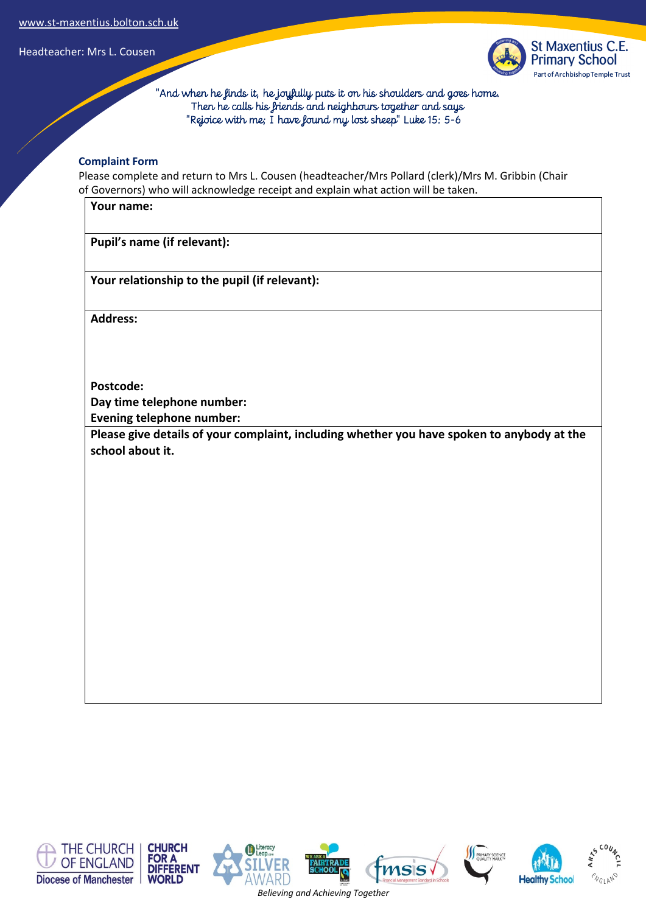## Complaint Form

Please complete and return to Mrs L. Cousen (headteacher/Mrs Pollard (clerk)/Mrs M. Gribbin (Chair of Governors) who will acknowledge receipt and explain what action will be taken.

| **Your name:** |
|---|
| **Pupil's name (if relevant):** |
| **Your relationship to the pupil (if relevant):** |
| **Address:**<br><br><br>**Postcode:**<br>**Day time telephone number:**<br>**Evening telephone number:** |
| **Please give details of your complaint, including whether you have spoken to anybody at the school about it.** |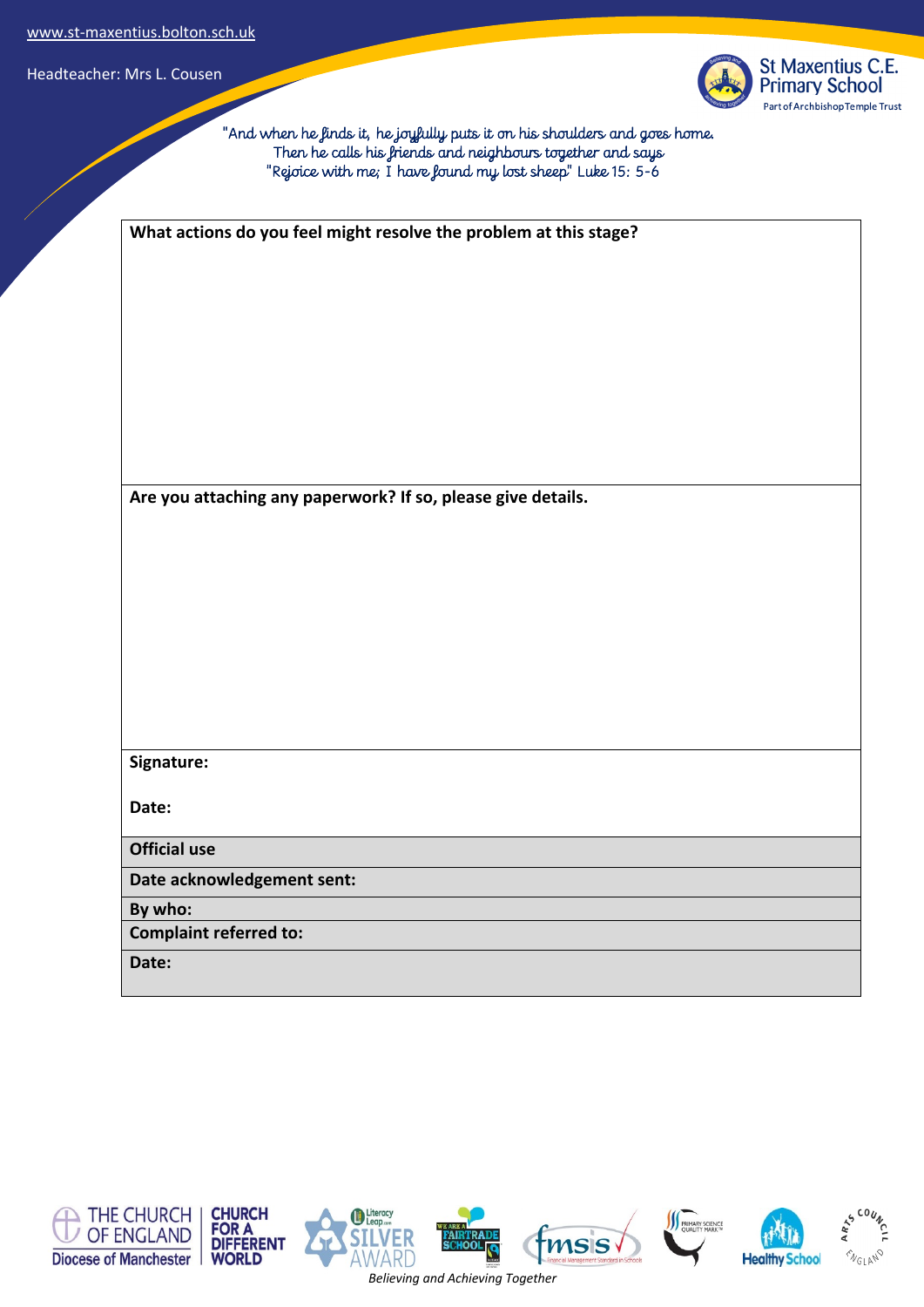"And when he finds it, he joyfully puts it on his shoulders and goes home. Then he calls his friends and neighbours together and says "Rejoice with me; I have found my lost sheep" Luke 15: 5-6

| **What actions do you feel might resolve the problem at this stage?** |
|---|
| **Are you attaching any paperwork? If so, please give details.** |
| **Signature:**<br><br>**Date:** |
| **Official use** |
| **Date acknowledgement sent:** |
| **By who:** |
| **Complaint referred to:** |
| **Date:** |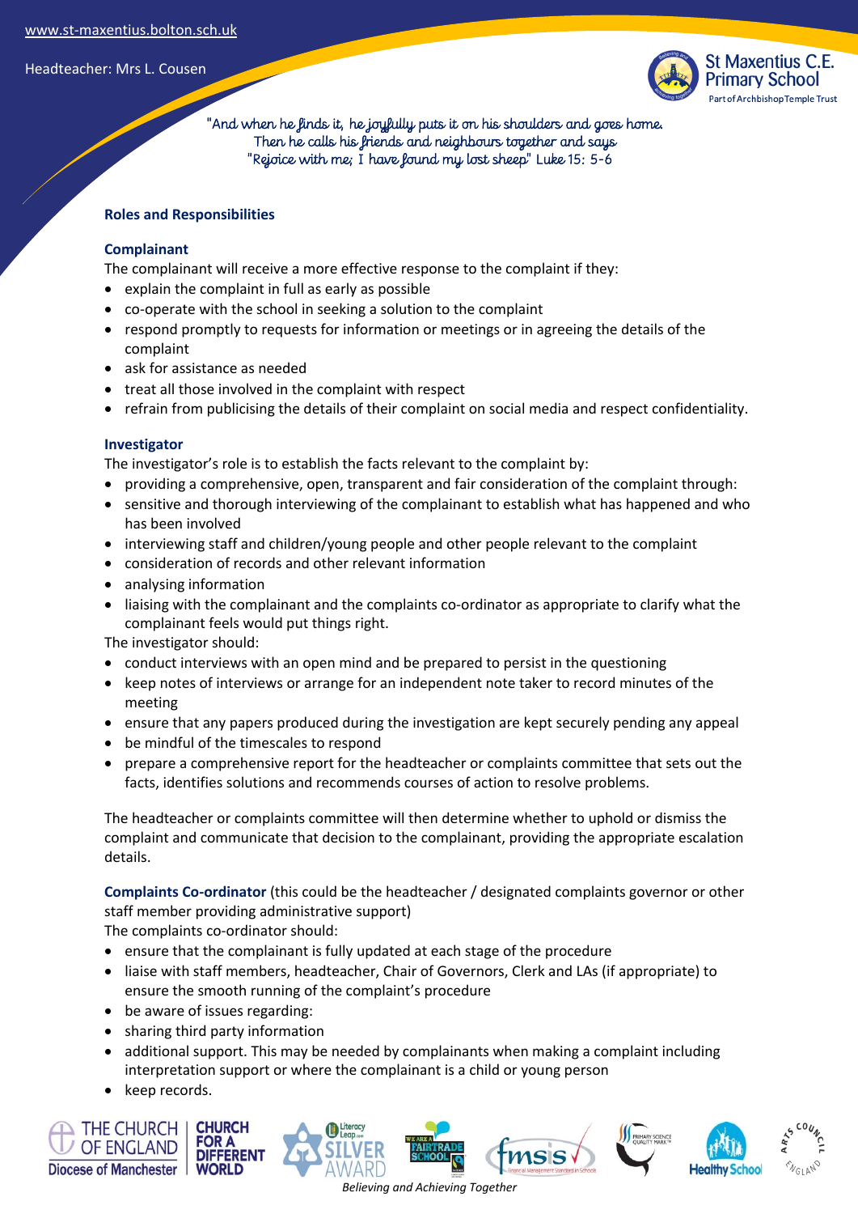## Roles and Responsibilities

### Complainant

The complainant will receive a more effective response to the complaint if they:

- explain the complaint in full as early as possible
- co-operate with the school in seeking a solution to the complaint
- respond promptly to requests for information or meetings or in agreeing the details of the complaint
- ask for assistance as needed
- treat all those involved in the complaint with respect
- refrain from publicising the details of their complaint on social media and respect confidentiality.

### Investigator

The investigator's role is to establish the facts relevant to the complaint by:

- providing a comprehensive, open, transparent and fair consideration of the complaint through:
- sensitive and thorough interviewing of the complainant to establish what has happened and who has been involved
- interviewing staff and children/young people and other people relevant to the complaint
- consideration of records and other relevant information
- analysing information
- liaising with the complainant and the complaints co-ordinator as appropriate to clarify what the complainant feels would put things right.

The investigator should:

- conduct interviews with an open mind and be prepared to persist in the questioning
- keep notes of interviews or arrange for an independent note taker to record minutes of the meeting
- ensure that any papers produced during the investigation are kept securely pending any appeal
- be mindful of the timescales to respond
- prepare a comprehensive report for the headteacher or complaints committee that sets out the facts, identifies solutions and recommends courses of action to resolve problems.

The headteacher or complaints committee will then determine whether to uphold or dismiss the complaint and communicate that decision to the complainant, providing the appropriate escalation details.

**Complaints Co-ordinator** (this could be the headteacher / designated complaints governor or other staff member providing administrative support)

The complaints co-ordinator should:

- ensure that the complainant is fully updated at each stage of the procedure
- liaise with staff members, headteacher, Chair of Governors, Clerk and LAs (if appropriate) to ensure the smooth running of the complaint's procedure
- be aware of issues regarding:
- sharing third party information
- additional support. This may be needed by complainants when making a complaint including interpretation support or where the complainant is a child or young person
- keep records.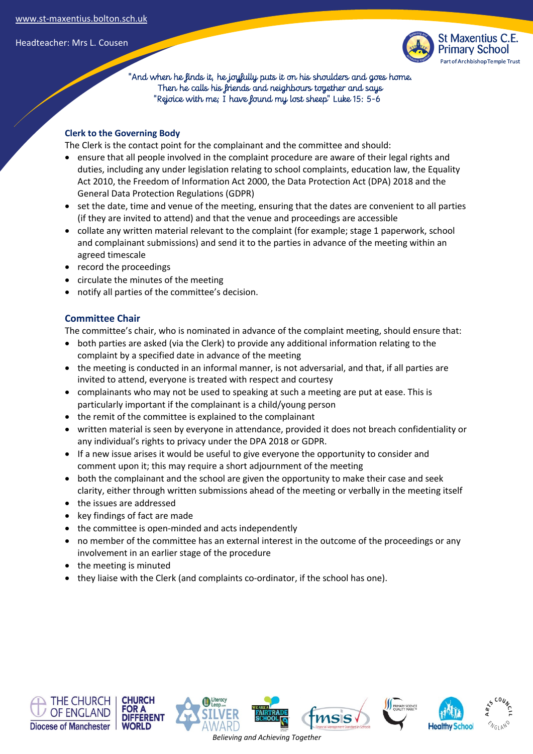### Clerk to the Governing Body

The Clerk is the contact point for the complainant and the committee and should:

- ensure that all people involved in the complaint procedure are aware of their legal rights and duties, including any under legislation relating to school complaints, education law, the Equality Act 2010, the Freedom of Information Act 2000, the Data Protection Act (DPA) 2018 and the General Data Protection Regulations (GDPR)
- set the date, time and venue of the meeting, ensuring that the dates are convenient to all parties (if they are invited to attend) and that the venue and proceedings are accessible
- collate any written material relevant to the complaint (for example; stage 1 paperwork, school and complainant submissions) and send it to the parties in advance of the meeting within an agreed timescale
- record the proceedings
- circulate the minutes of the meeting
- notify all parties of the committee's decision.

### Committee Chair

The committee's chair, who is nominated in advance of the complaint meeting, should ensure that:

- both parties are asked (via the Clerk) to provide any additional information relating to the complaint by a specified date in advance of the meeting
- the meeting is conducted in an informal manner, is not adversarial, and that, if all parties are invited to attend, everyone is treated with respect and courtesy
- complainants who may not be used to speaking at such a meeting are put at ease. This is particularly important if the complainant is a child/young person
- the remit of the committee is explained to the complainant
- written material is seen by everyone in attendance, provided it does not breach confidentiality or any individual's rights to privacy under the DPA 2018 or GDPR.
- If a new issue arises it would be useful to give everyone the opportunity to consider and comment upon it; this may require a short adjournment of the meeting
- both the complainant and the school are given the opportunity to make their case and seek clarity, either through written submissions ahead of the meeting or verbally in the meeting itself
- the issues are addressed
- key findings of fact are made
- the committee is open-minded and acts independently
- no member of the committee has an external interest in the outcome of the proceedings or any involvement in an earlier stage of the procedure
- the meeting is minuted
- they liaise with the Clerk (and complaints co-ordinator, if the school has one).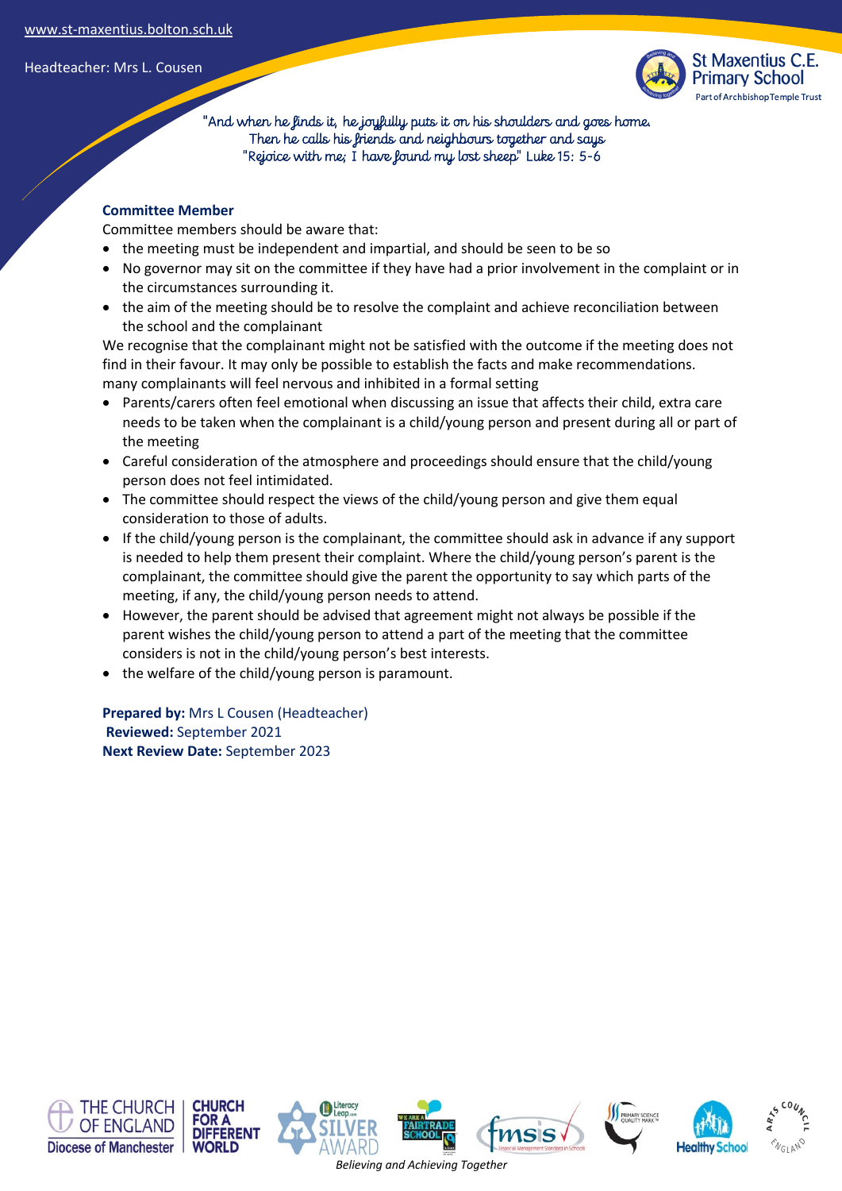## Committee Member

Committee members should be aware that:

- the meeting must be independent and impartial, and should be seen to be so
- No governor may sit on the committee if they have had a prior involvement in the complaint or in the circumstances surrounding it.
- the aim of the meeting should be to resolve the complaint and achieve reconciliation between the school and the complainant

We recognise that the complainant might not be satisfied with the outcome if the meeting does not find in their favour. It may only be possible to establish the facts and make recommendations. many complainants will feel nervous and inhibited in a formal setting

- Parents/carers often feel emotional when discussing an issue that affects their child, extra care needs to be taken when the complainant is a child/young person and present during all or part of the meeting
- Careful consideration of the atmosphere and proceedings should ensure that the child/young person does not feel intimidated.
- The committee should respect the views of the child/young person and give them equal consideration to those of adults.
- If the child/young person is the complainant, the committee should ask in advance if any support is needed to help them present their complaint. Where the child/young person's parent is the complainant, the committee should give the parent the opportunity to say which parts of the meeting, if any, the child/young person needs to attend.
- However, the parent should be advised that agreement might not always be possible if the parent wishes the child/young person to attend a part of the meeting that the committee considers is not in the child/young person's best interests.
- the welfare of the child/young person is paramount.

**Prepared by:** Mrs L Cousen (Headteacher)
**Reviewed:** September 2021
**Next Review Date:** September 2023